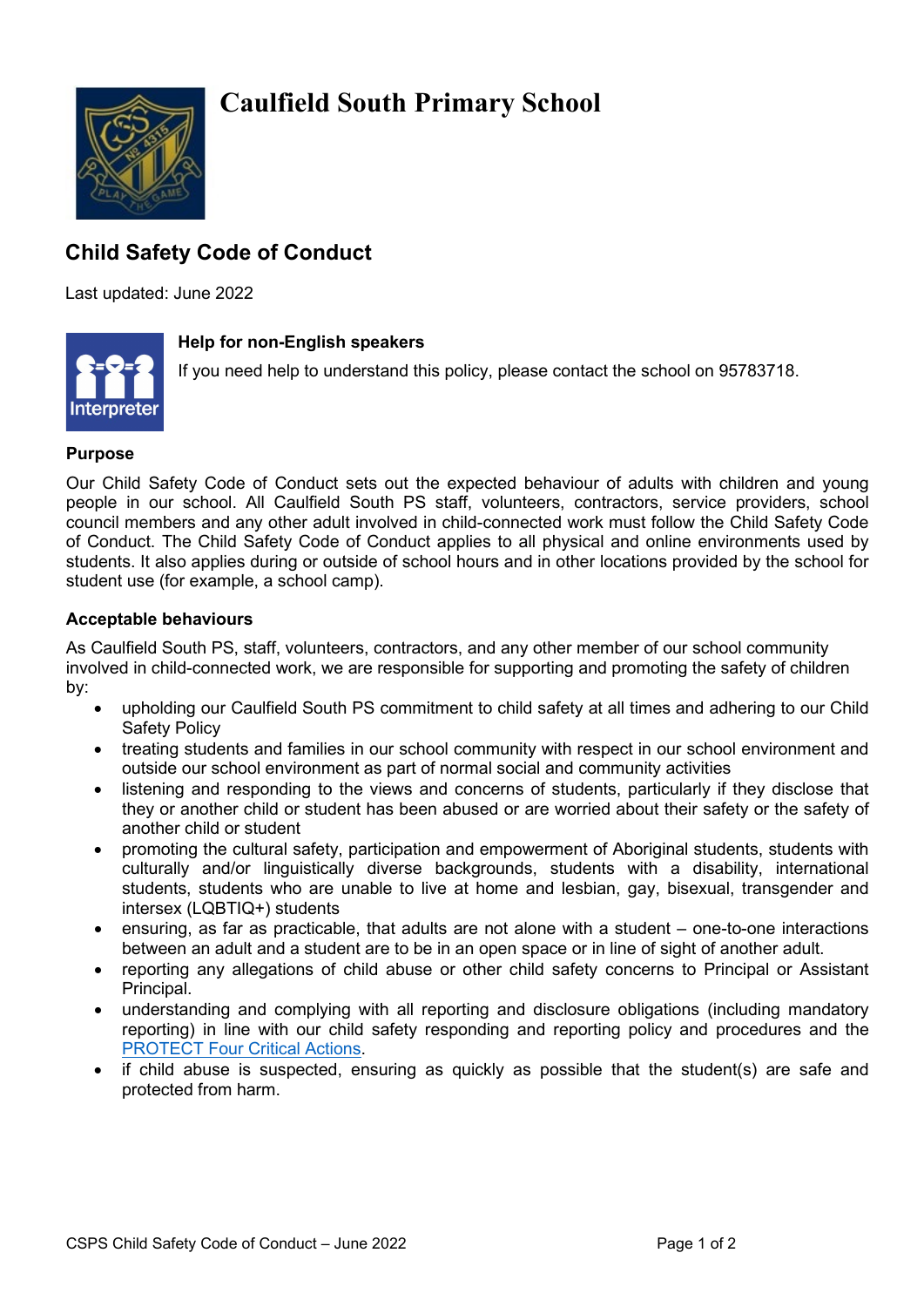# Caulfield South Primary School

## Child Safety Code of Conduct

Last updated: June 2022

### Help for non-English speakers

If you need help to understand this policy, please contact the school on 95783718.

### Purpose

Our Child Safety Code of Conduct sets out the expected behaviour of adults with children and young people in our school. All Caulfield South PS staff, volunteers, contractors, service providers, school council members and any other adult involved in child-connected work must follow the Child Safety Code of Conduct. The Child Safety Code of Conduct applies to all physical and online environments used by students. It also applies during or outside of school hours and in other locations provided by the school for student use (for example, a school camp).

### Acceptable behaviours

As Caulfield South PS, staff, volunteers, contractors, and any other member of our school community involved in child-connected work, we are responsible for supporting and promoting the safety of children by:

- upholding our Caulfield South PS commitment to child safety at all times and adhering to our Child Safety Policy
- treating students and families in our school community with respect in our school environment and outside our school environment as part of normal social and community activities
- listening and responding to the views and concerns of students, particularly if they disclose that they or another child or student has been abused or are worried about their safety or the safety of another child or student
- promoting the cultural safety, participation and empowerment of Aboriginal students, students with culturally and/or linguistically diverse backgrounds, students with a disability, international students, students who are unable to live at home and lesbian, gay, bisexual, transgender and intersex (LQBTIQ+) students
- ensuring, as far as practicable, that adults are not alone with a student – one-to-one interactions between an adult and a student are to be in an open space or in line of sight of another adult.
- reporting any allegations of child abuse or other child safety concerns to Principal or Assistant Principal.
- understanding and complying with all reporting and disclosure obligations (including mandatory reporting) in line with our child safety responding and reporting policy and procedures and the PROTECT Four Critical Actions.
- if child abuse is suspected, ensuring as quickly as possible that the student(s) are safe and protected from harm.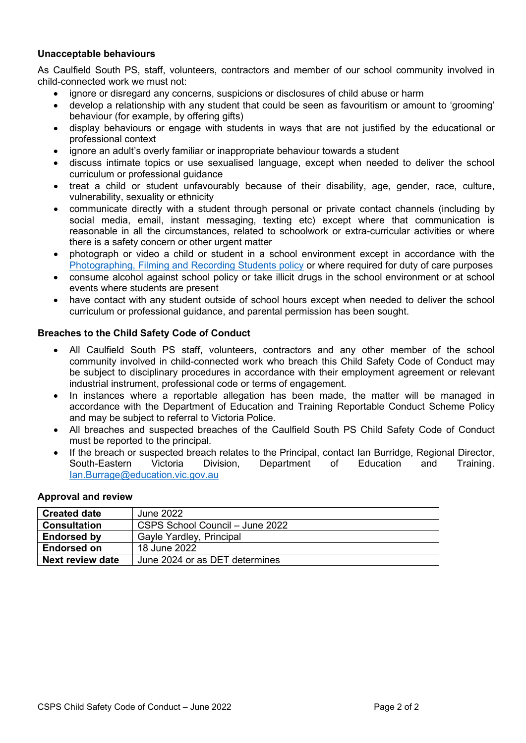### Unacceptable behaviours

As Caulfield South PS, staff, volunteers, contractors and member of our school community involved in child-connected work we must not:

- ignore or disregard any concerns, suspicions or disclosures of child abuse or harm
- develop a relationship with any student that could be seen as favouritism or amount to 'grooming' behaviour (for example, by offering gifts)
- display behaviours or engage with students in ways that are not justified by the educational or professional context
- ignore an adult's overly familiar or inappropriate behaviour towards a student
- discuss intimate topics or use sexualised language, except when needed to deliver the school curriculum or professional guidance
- treat a child or student unfavourably because of their disability, age, gender, race, culture, vulnerability, sexuality or ethnicity
- communicate directly with a student through personal or private contact channels (including by social media, email, instant messaging, texting etc) except where that communication is reasonable in all the circumstances, related to schoolwork or extra-curricular activities or where there is a safety concern or other urgent matter
- photograph or video a child or student in a school environment except in accordance with the Photographing, Filming and Recording Students policy or where required for duty of care purposes
- consume alcohol against school policy or take illicit drugs in the school environment or at school events where students are present
- have contact with any student outside of school hours except when needed to deliver the school curriculum or professional guidance, and parental permission has been sought.

### Breaches to the Child Safety Code of Conduct

- All Caulfield South PS staff, volunteers, contractors and any other member of the school community involved in child-connected work who breach this Child Safety Code of Conduct may be subject to disciplinary procedures in accordance with their employment agreement or relevant industrial instrument, professional code or terms of engagement.
- In instances where a reportable allegation has been made, the matter will be managed in accordance with the Department of Education and Training Reportable Conduct Scheme Policy and may be subject to referral to Victoria Police.
- All breaches and suspected breaches of the Caulfield South PS Child Safety Code of Conduct must be reported to the principal.
- If the breach or suspected breach relates to the Principal, contact Ian Burridge, Regional Director, South-Eastern Victoria Division, Department of Education and Training. Ian.Burrage@education.vic.gov.au

### Approval and review

| | |
|---|---|
| **Created date** | June 2022 |
| **Consultation** | CSPS School Council – June 2022 |
| **Endorsed by** | Gayle Yardley, Principal |
| **Endorsed on** | 18 June 2022 |
| **Next review date** | June 2024 or as DET determines |